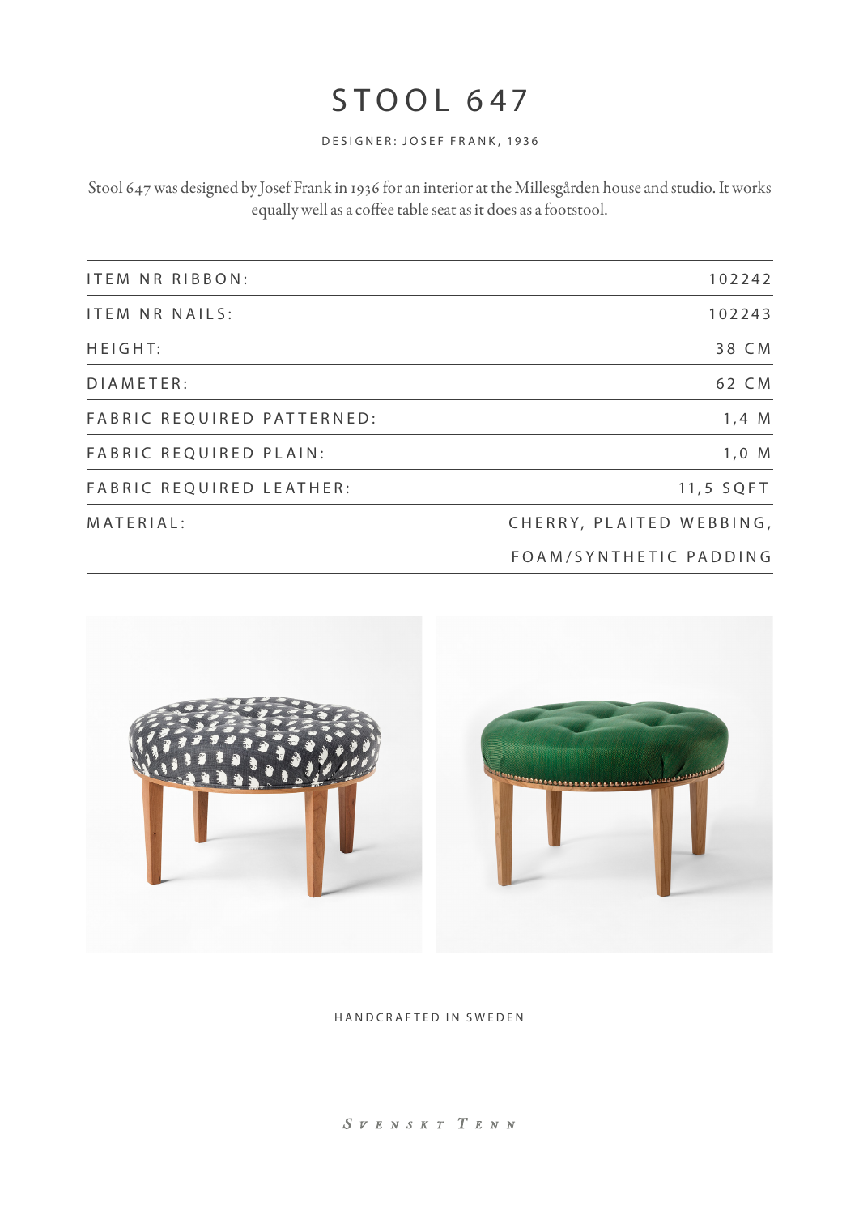# STOOL 647

DESIGNER: JOSEF FRANK, 1936

Stool 647 was designed by Josef Frank in 1936 for an interior at the Millesgården house and studio. It works equally well as a coffee table seat as it does as a footstool.

| | |
|---|---|
| ITEM NR RIBBON: | 102242 |
| ITEM NR NAILS: | 102243 |
| HEIGHT: | 38 CM |
| DIAMETER: | 62 CM |
| FABRIC REQUIRED PATTERNED: | 1,4 M |
| FABRIC REQUIRED PLAIN: | 1,0 M |
| FABRIC REQUIRED LEATHER: | 11,5 SQFT |
| MATERIAL: | CHERRY, PLAITED WEBBING, FOAM/SYNTHETIC PADDING |

HANDCRAFTED IN SWEDEN

SVENSKT TENN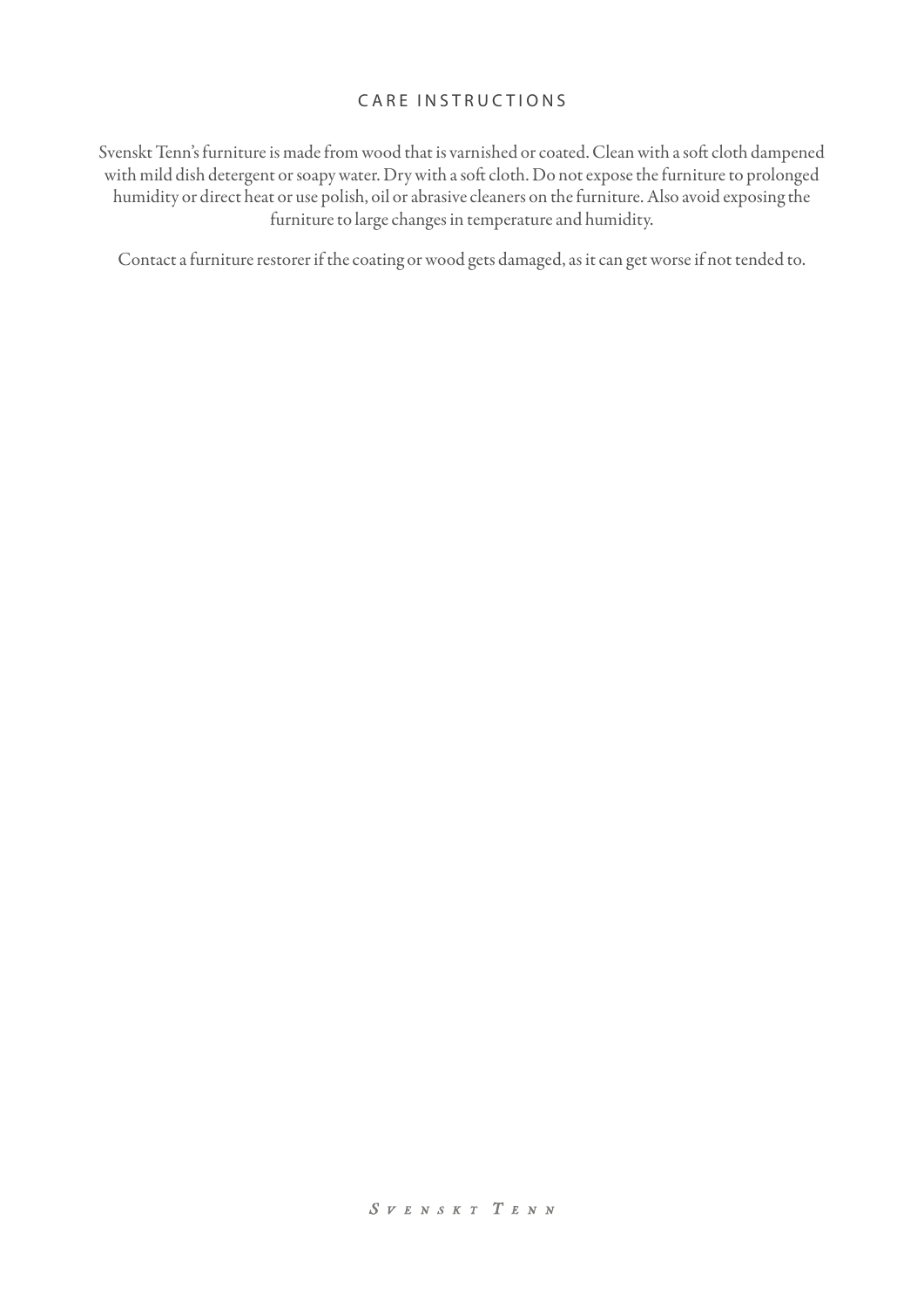## CARE INSTRUCTIONS

Svenskt Tenn's furniture is made from wood that is varnished or coated. Clean with a soft cloth dampened with mild dish detergent or soapy water. Dry with a soft cloth. Do not expose the furniture to prolonged humidity or direct heat or use polish, oil or abrasive cleaners on the furniture. Also avoid exposing the furniture to large changes in temperature and humidity.

Contact a furniture restorer if the coating or wood gets damaged, as it can get worse if not tended to.